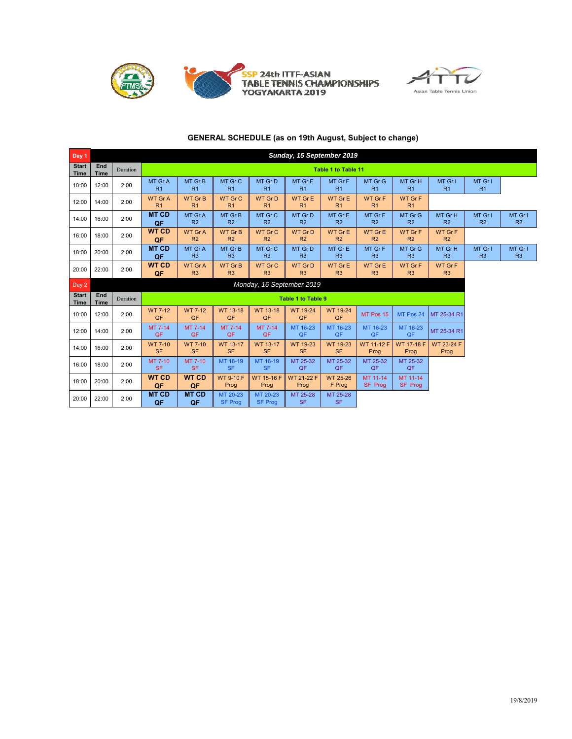SSP 24th ITTF-ASIAN TABLE TENNIS CHAMPIONSHIPS YOGYAKARTA 2019

Asian Table Tennis Union

## GENERAL SCHEDULE (as on 19th August, Subject to change)

| Day 1 | | | Sunday, 15 September 2019 | | | | | | | | | | |
|---|---|---|---|---|---|---|---|---|---|---|---|---|---|
| Start Time | End Time | Duration | Table 1 to Table 11 | | | | | | | | | | |
| 10:00 | 12:00 | 2:00 | MT Gr A R1 | MT Gr B R1 | MT Gr C R1 | MT Gr D R1 | MT Gr E R1 | MT Gr F R1 | MT Gr G R1 | MT Gr H R1 | MT Gr I R1 | MT Gr I R1 | |
| 12:00 | 14:00 | 2:00 | WT Gr A R1 | WT Gr B R1 | WT Gr C R1 | WT Gr D R1 | WT Gr E R1 | WT Gr E R1 | WT Gr F R1 | WT Gr F R1 | | | |
| 14:00 | 16:00 | 2:00 | **MT CD QF** | MT Gr A R2 | MT Gr B R2 | MT Gr C R2 | MT Gr D R2 | MT Gr E R2 | MT Gr F R2 | MT Gr G R2 | MT Gr H R2 | MT Gr I R2 | MT Gr I R2 |
| 16:00 | 18:00 | 2:00 | **WT CD QF** | WT Gr A R2 | WT Gr B R2 | WT Gr C R2 | WT Gr D R2 | WT Gr E R2 | WT Gr E R2 | WT Gr F R2 | WT Gr F R2 | | |
| 18:00 | 20:00 | 2:00 | **MT CD QF** | MT Gr A R3 | MT Gr B R3 | MT Gr C R3 | MT Gr D R3 | MT Gr E R3 | MT Gr F R3 | MT Gr G R3 | MT Gr H R3 | MT Gr I R3 | MT Gr I R3 |
| 20:00 | 22:00 | 2:00 | **WT CD QF** | WT Gr A R3 | WT Gr B R3 | WT Gr C R3 | WT Gr D R3 | WT Gr E R3 | WT Gr E R3 | WT Gr F R3 | WT Gr F R3 | | |
| Day 2 | | | Monday, 16 September 2019 | | | | | | | | | | |
| Start Time | End Time | Duration | Table 1 to Table 9 | | | | | | | | | | |
| 10:00 | 12:00 | 2:00 | WT 7-12 QF | WT 7-12 QF | WT 13-18 QF | WT 13-18 QF | WT 19-24 QF | WT 19-24 QF | MT Pos 15 | MT Pos 24 | MT 25-34 R1 | | |
| 12:00 | 14:00 | 2:00 | MT 7-14 QF | MT 7-14 QF | MT 7-14 QF | MT 7-14 QF | MT 16-23 QF | MT 16-23 QF | MT 16-23 QF | MT 16-23 QF | MT 25-34 R1 | | |
| 14:00 | 16:00 | 2:00 | WT 7-10 SF | WT 7-10 SF | WT 13-17 SF | WT 13-17 SF | WT 19-23 SF | WT 19-23 SF | WT 11-12 F Prog | WT 17-18 F Prog | WT 23-24 F Prog | | |
| 16:00 | 18:00 | 2:00 | MT 7-10 SF | MT 7-10 SF | MT 16-19 SF | MT 16-19 SF | MT 25-32 QF | MT 25-32 QF | MT 25-32 QF | MT 25-32 QF | | | |
| 18:00 | 20:00 | 2:00 | **WT CD QF** | **WT CD QF** | WT 9-10 F Prog | WT 15-16 F Prog | WT 21-22 F Prog | WT 25-26 F Prog | MT 11-14 SF Prog | MT 11-14 SF Prog | | | |
| 20:00 | 22:00 | 2:00 | **MT CD QF** | **MT CD QF** | MT 20-23 SF Prog | MT 20-23 SF Prog | MT 25-28 SF | MT 25-28 SF | | | | | |

19/8/2019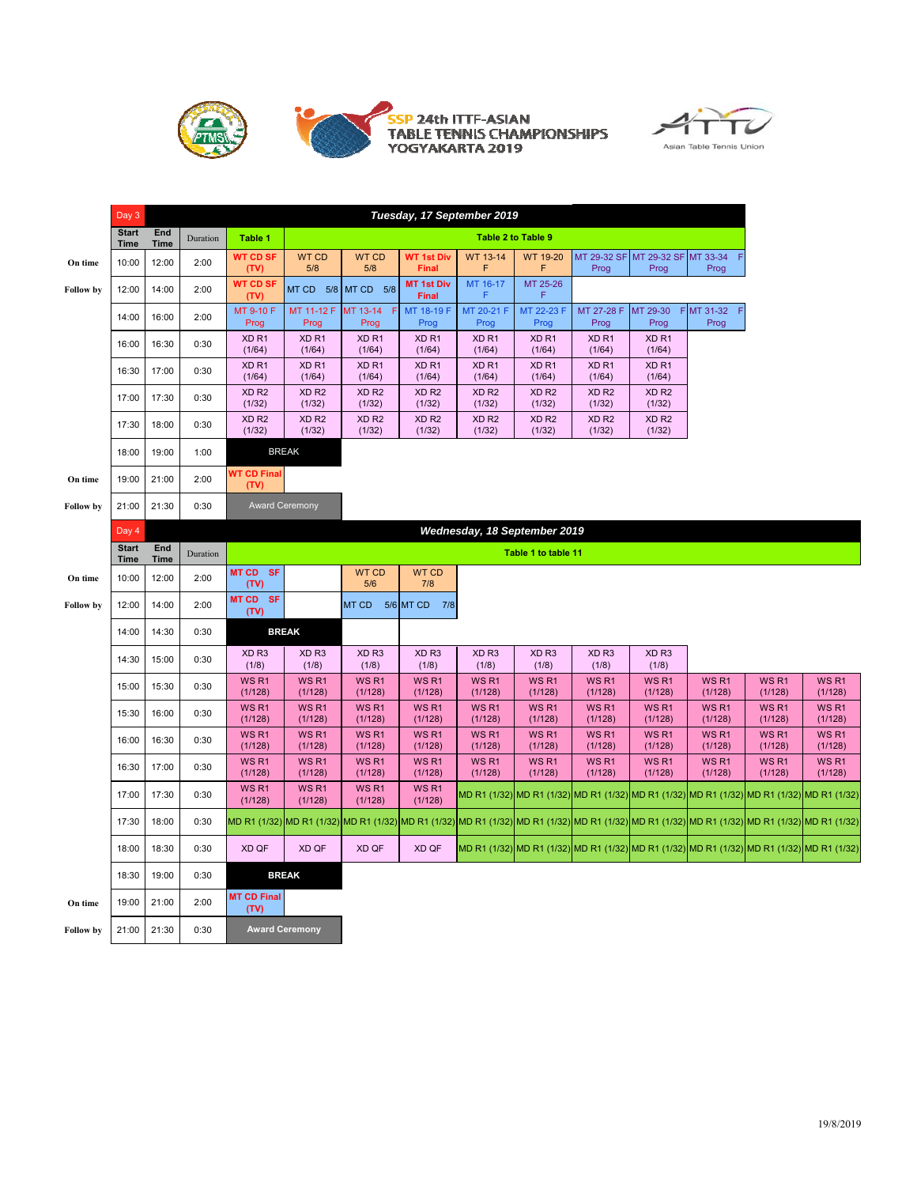SSP 24th ITTF-ASIAN TABLE TENNIS CHAMPIONSHIPS YOGYAKARTA 2019

Asian Table Tennis Union

| | Day 3 | | | Tuesday, 17 September 2019 | | | | | | | | |
|---|---|---|---|---|---|---|---|---|---|---|---|---|
| | Start Time | End Time | Duration | Table 1 | Table 2 to Table 9 | | | | | | | |
| On time | 10:00 | 12:00 | 2:00 | WT CD SF (TV) | WT CD 5/8 | WT CD 5/8 | WT 1st Div Final | WT 13-14 F | WT 19-20 F | MT 29-32 SF Prog | MT 29-32 SF Prog | MT 33-34 F Prog |
| Follow by | 12:00 | 14:00 | 2:00 | WT CD SF (TV) | MT CD 5/8 | MT CD 5/8 | MT 1st Div Final | MT 16-17 F | MT 25-26 F | | | |
| | 14:00 | 16:00 | 2:00 | MT 9-10 F Prog | MT 11-12 F Prog | MT 13-14 F Prog | MT 18-19 F Prog | MT 20-21 F Prog | MT 22-23 F Prog | MT 27-28 F Prog | MT 29-30 F Prog | MT 31-32 F Prog |
| | 16:00 | 16:30 | 0:30 | XD R1 (1/64) | XD R1 (1/64) | XD R1 (1/64) | XD R1 (1/64) | XD R1 (1/64) | XD R1 (1/64) | XD R1 (1/64) | XD R1 (1/64) | |
| | 16:30 | 17:00 | 0:30 | XD R1 (1/64) | XD R1 (1/64) | XD R1 (1/64) | XD R1 (1/64) | XD R1 (1/64) | XD R1 (1/64) | XD R1 (1/64) | XD R1 (1/64) | |
| | 17:00 | 17:30 | 0:30 | XD R2 (1/32) | XD R2 (1/32) | XD R2 (1/32) | XD R2 (1/32) | XD R2 (1/32) | XD R2 (1/32) | XD R2 (1/32) | XD R2 (1/32) | |
| | 17:30 | 18:00 | 0:30 | XD R2 (1/32) | XD R2 (1/32) | XD R2 (1/32) | XD R2 (1/32) | XD R2 (1/32) | XD R2 (1/32) | XD R2 (1/32) | XD R2 (1/32) | |
| | 18:00 | 19:00 | 1:00 | BREAK | | | | | | | | |
| On time | 19:00 | 21:00 | 2:00 | WT CD Final (TV) | | | | | | | | |
| Follow by | 21:00 | 21:30 | 0:30 | Award Ceremony | | | | | | | | |

| | Day 4 | | | Wednesday, 18 September 2019 | | | | | | | | | | |
|---|---|---|---|---|---|---|---|---|---|---|---|---|---|---|
| | Start Time | End Time | Duration | Table 1 to table 11 | | | | | | | | | | |
| On time | 10:00 | 12:00 | 2:00 | MT CD SF (TV) | | WT CD 5/6 | WT CD 7/8 | | | | | | | |
| Follow by | 12:00 | 14:00 | 2:00 | MT CD SF (TV) | | MT CD 5/6 | MT CD 7/8 | | | | | | | |
| | 14:00 | 14:30 | 0:30 | BREAK | | | | | | | | | | |
| | 14:30 | 15:00 | 0:30 | XD R3 (1/8) | XD R3 (1/8) | XD R3 (1/8) | XD R3 (1/8) | XD R3 (1/8) | XD R3 (1/8) | XD R3 (1/8) | XD R3 (1/8) | | | |
| | 15:00 | 15:30 | 0:30 | WS R1 (1/128) | WS R1 (1/128) | WS R1 (1/128) | WS R1 (1/128) | WS R1 (1/128) | WS R1 (1/128) | WS R1 (1/128) | WS R1 (1/128) | WS R1 (1/128) | WS R1 (1/128) | WS R1 (1/128) |
| | 15:30 | 16:00 | 0:30 | WS R1 (1/128) | WS R1 (1/128) | WS R1 (1/128) | WS R1 (1/128) | WS R1 (1/128) | WS R1 (1/128) | WS R1 (1/128) | WS R1 (1/128) | WS R1 (1/128) | WS R1 (1/128) | WS R1 (1/128) |
| | 16:00 | 16:30 | 0:30 | WS R1 (1/128) | WS R1 (1/128) | WS R1 (1/128) | WS R1 (1/128) | WS R1 (1/128) | WS R1 (1/128) | WS R1 (1/128) | WS R1 (1/128) | WS R1 (1/128) | WS R1 (1/128) | WS R1 (1/128) |
| | 16:30 | 17:00 | 0:30 | WS R1 (1/128) | WS R1 (1/128) | WS R1 (1/128) | WS R1 (1/128) | WS R1 (1/128) | WS R1 (1/128) | WS R1 (1/128) | WS R1 (1/128) | WS R1 (1/128) | WS R1 (1/128) | WS R1 (1/128) |
| | 17:00 | 17:30 | 0:30 | WS R1 (1/128) | WS R1 (1/128) | WS R1 (1/128) | WS R1 (1/128) | MD R1 (1/32) | MD R1 (1/32) | MD R1 (1/32) | MD R1 (1/32) | MD R1 (1/32) | MD R1 (1/32) | MD R1 (1/32) |
| | 17:30 | 18:00 | 0:30 | MD R1 (1/32) | MD R1 (1/32) | MD R1 (1/32) | MD R1 (1/32) | MD R1 (1/32) | MD R1 (1/32) | MD R1 (1/32) | MD R1 (1/32) | MD R1 (1/32) | MD R1 (1/32) | MD R1 (1/32) |
| | 18:00 | 18:30 | 0:30 | XD QF | XD QF | XD QF | XD QF | MD R1 (1/32) | MD R1 (1/32) | MD R1 (1/32) | MD R1 (1/32) | MD R1 (1/32) | MD R1 (1/32) | MD R1 (1/32) |
| | 18:30 | 19:00 | 0:30 | BREAK | | | | | | | | | | |
| On time | 19:00 | 21:00 | 2:00 | MT CD Final (TV) | | | | | | | | | | |
| Follow by | 21:00 | 21:30 | 0:30 | Award Ceremony | | | | | | | | | | |

19/8/2019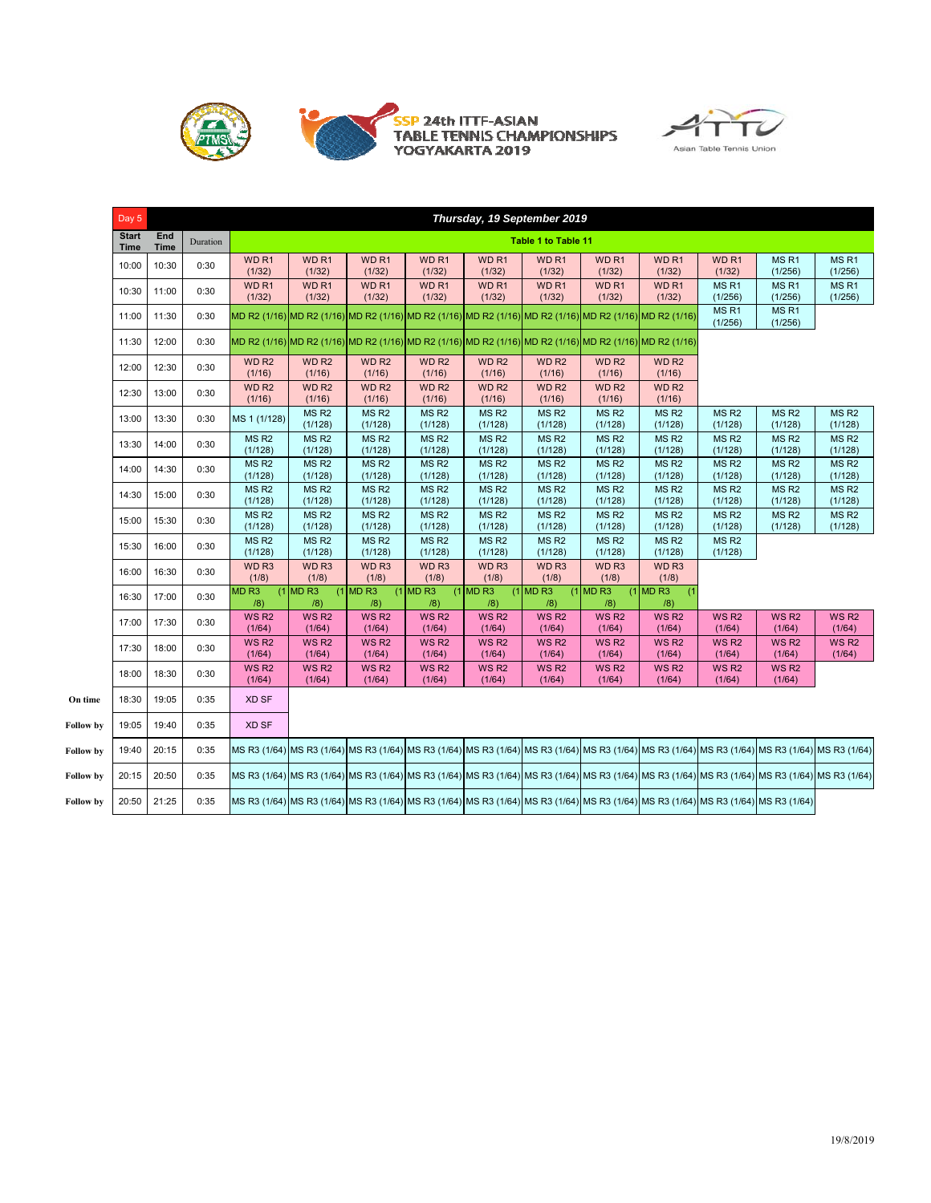SSP 24th ITTF-ASIAN TABLE TENNIS CHAMPIONSHIPS YOGYAKARTA 2019

Asian Table Tennis Union

| | | | | | | | | | | | | | | |
|---|---|---|---|---|---|---|---|---|---|---|---|---|---|---|
| | Day 5 | | | Thursday, 19 September 2019 | | | | | | | | | | |
| | Start Time | End Time | Duration | Table 1 to Table 11 | | | | | | | | | | |
| | 10:00 | 10:30 | 0:30 | WD R1 (1/32) | WD R1 (1/32) | WD R1 (1/32) | WD R1 (1/32) | WD R1 (1/32) | WD R1 (1/32) | WD R1 (1/32) | WD R1 (1/32) | WD R1 (1/32) | MS R1 (1/256) | MS R1 (1/256) |
| | 10:30 | 11:00 | 0:30 | WD R1 (1/32) | WD R1 (1/32) | WD R1 (1/32) | WD R1 (1/32) | WD R1 (1/32) | WD R1 (1/32) | WD R1 (1/32) | WD R1 (1/32) | MS R1 (1/256) | MS R1 (1/256) | MS R1 (1/256) |
| | 11:00 | 11:30 | 0:30 | MD R2 (1/16) | MD R2 (1/16) | MD R2 (1/16) | MD R2 (1/16) | MD R2 (1/16) | MD R2 (1/16) | MD R2 (1/16) | MD R2 (1/16) | MS R1 (1/256) | MS R1 (1/256) | |
| | 11:30 | 12:00 | 0:30 | MD R2 (1/16) | MD R2 (1/16) | MD R2 (1/16) | MD R2 (1/16) | MD R2 (1/16) | MD R2 (1/16) | MD R2 (1/16) | MD R2 (1/16) | | | |
| | 12:00 | 12:30 | 0:30 | WD R2 (1/16) | WD R2 (1/16) | WD R2 (1/16) | WD R2 (1/16) | WD R2 (1/16) | WD R2 (1/16) | WD R2 (1/16) | WD R2 (1/16) | | | |
| | 12:30 | 13:00 | 0:30 | WD R2 (1/16) | WD R2 (1/16) | WD R2 (1/16) | WD R2 (1/16) | WD R2 (1/16) | WD R2 (1/16) | WD R2 (1/16) | WD R2 (1/16) | | | |
| | 13:00 | 13:30 | 0:30 | MS 1 (1/128) | MS R2 (1/128) | MS R2 (1/128) | MS R2 (1/128) | MS R2 (1/128) | MS R2 (1/128) | MS R2 (1/128) | MS R2 (1/128) | MS R2 (1/128) | MS R2 (1/128) | MS R2 (1/128) |
| | 13:30 | 14:00 | 0:30 | MS R2 (1/128) | MS R2 (1/128) | MS R2 (1/128) | MS R2 (1/128) | MS R2 (1/128) | MS R2 (1/128) | MS R2 (1/128) | MS R2 (1/128) | MS R2 (1/128) | MS R2 (1/128) | MS R2 (1/128) |
| | 14:00 | 14:30 | 0:30 | MS R2 (1/128) | MS R2 (1/128) | MS R2 (1/128) | MS R2 (1/128) | MS R2 (1/128) | MS R2 (1/128) | MS R2 (1/128) | MS R2 (1/128) | MS R2 (1/128) | MS R2 (1/128) | MS R2 (1/128) |
| | 14:30 | 15:00 | 0:30 | MS R2 (1/128) | MS R2 (1/128) | MS R2 (1/128) | MS R2 (1/128) | MS R2 (1/128) | MS R2 (1/128) | MS R2 (1/128) | MS R2 (1/128) | MS R2 (1/128) | MS R2 (1/128) | MS R2 (1/128) |
| | 15:00 | 15:30 | 0:30 | MS R2 (1/128) | MS R2 (1/128) | MS R2 (1/128) | MS R2 (1/128) | MS R2 (1/128) | MS R2 (1/128) | MS R2 (1/128) | MS R2 (1/128) | MS R2 (1/128) | MS R2 (1/128) | MS R2 (1/128) |
| | 15:30 | 16:00 | 0:30 | MS R2 (1/128) | MS R2 (1/128) | MS R2 (1/128) | MS R2 (1/128) | MS R2 (1/128) | MS R2 (1/128) | MS R2 (1/128) | MS R2 (1/128) | MS R2 (1/128) | | |
| | 16:00 | 16:30 | 0:30 | WD R3 (1/8) | WD R3 (1/8) | WD R3 (1/8) | WD R3 (1/8) | WD R3 (1/8) | WD R3 (1/8) | WD R3 (1/8) | WD R3 (1/8) | | | |
| | 16:30 | 17:00 | 0:30 | MD R3 (1/8) | MD R3 (1/8) | MD R3 (1/8) | MD R3 (1/8) | MD R3 (1/8) | MD R3 (1/8) | MD R3 (1/8) | MD R3 (1/8) | | | |
| | 17:00 | 17:30 | 0:30 | WS R2 (1/64) | WS R2 (1/64) | WS R2 (1/64) | WS R2 (1/64) | WS R2 (1/64) | WS R2 (1/64) | WS R2 (1/64) | WS R2 (1/64) | WS R2 (1/64) | WS R2 (1/64) | WS R2 (1/64) |
| | 17:30 | 18:00 | 0:30 | WS R2 (1/64) | WS R2 (1/64) | WS R2 (1/64) | WS R2 (1/64) | WS R2 (1/64) | WS R2 (1/64) | WS R2 (1/64) | WS R2 (1/64) | WS R2 (1/64) | WS R2 (1/64) | WS R2 (1/64) |
| | 18:00 | 18:30 | 0:30 | WS R2 (1/64) | WS R2 (1/64) | WS R2 (1/64) | WS R2 (1/64) | WS R2 (1/64) | WS R2 (1/64) | WS R2 (1/64) | WS R2 (1/64) | WS R2 (1/64) | WS R2 (1/64) | |
| On time | 18:30 | 19:05 | 0:35 | XD SF | | | | | | | | | | |
| Follow by | 19:05 | 19:40 | 0:35 | XD SF | | | | | | | | | | |
| Follow by | 19:40 | 20:15 | 0:35 | MS R3 (1/64) | MS R3 (1/64) | MS R3 (1/64) | MS R3 (1/64) | MS R3 (1/64) | MS R3 (1/64) | MS R3 (1/64) | MS R3 (1/64) | MS R3 (1/64) | MS R3 (1/64) | MS R3 (1/64) |
| Follow by | 20:15 | 20:50 | 0:35 | MS R3 (1/64) | MS R3 (1/64) | MS R3 (1/64) | MS R3 (1/64) | MS R3 (1/64) | MS R3 (1/64) | MS R3 (1/64) | MS R3 (1/64) | MS R3 (1/64) | MS R3 (1/64) | MS R3 (1/64) |
| Follow by | 20:50 | 21:25 | 0:35 | MS R3 (1/64) | MS R3 (1/64) | MS R3 (1/64) | MS R3 (1/64) | MS R3 (1/64) | MS R3 (1/64) | MS R3 (1/64) | MS R3 (1/64) | MS R3 (1/64) | MS R3 (1/64) | |

19/8/2019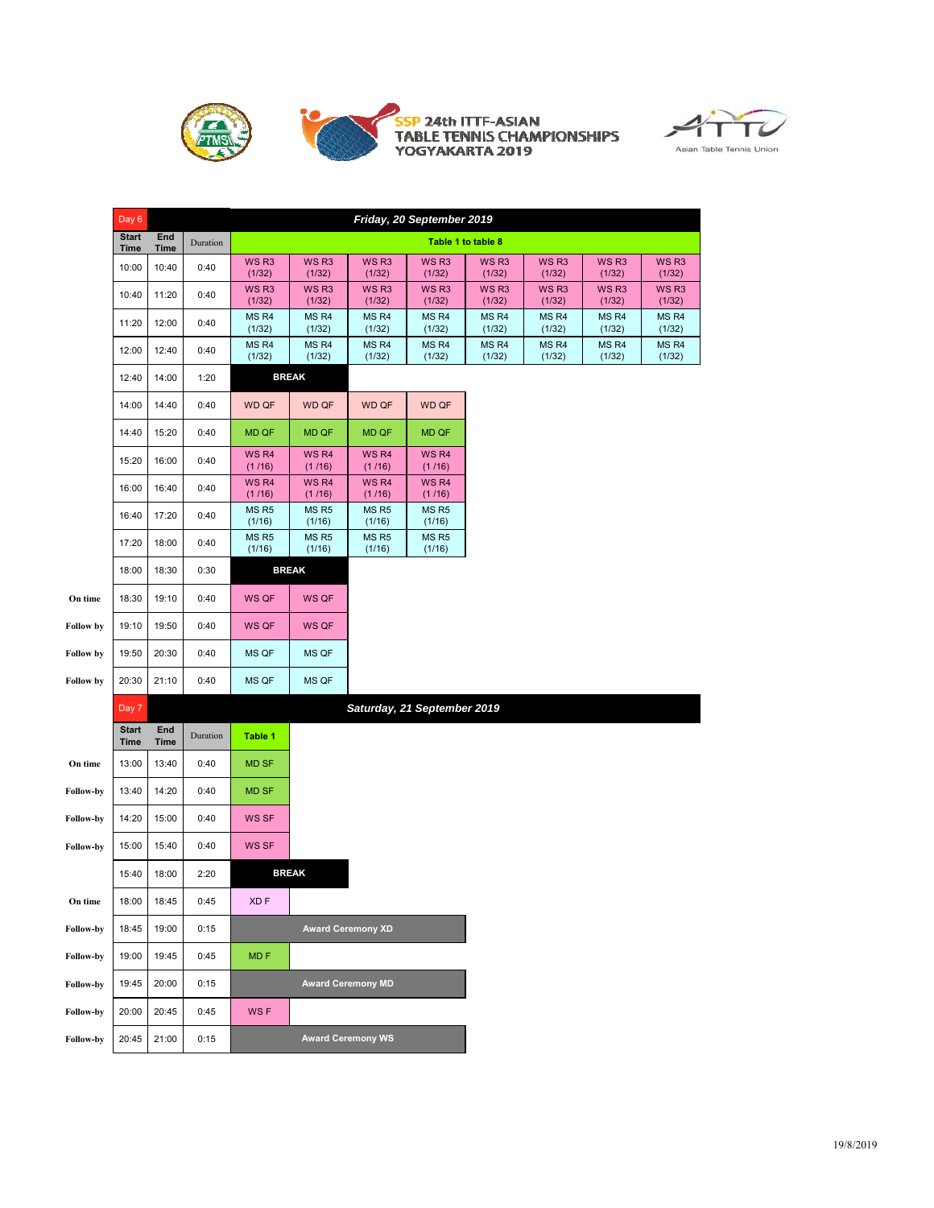SSP 24th ITTF-ASIAN TABLE TENNIS CHAMPIONSHIPS YOGYAKARTA 2019

Asian Table Tennis Union

| | Day 6 | | | Friday, 20 September 2019 | | | | | | | |
|---|---|---|---|---|---|---|---|---|---|---|---|
| | Start Time | End Time | Duration | Table 1 to table 8 | | | | | | | |
| | 10:00 | 10:40 | 0:40 | WS R3 (1/32) | WS R3 (1/32) | WS R3 (1/32) | WS R3 (1/32) | WS R3 (1/32) | WS R3 (1/32) | WS R3 (1/32) | WS R3 (1/32) |
| | 10:40 | 11:20 | 0:40 | WS R3 (1/32) | WS R3 (1/32) | WS R3 (1/32) | WS R3 (1/32) | WS R3 (1/32) | WS R3 (1/32) | WS R3 (1/32) | WS R3 (1/32) |
| | 11:20 | 12:00 | 0:40 | MS R4 (1/32) | MS R4 (1/32) | MS R4 (1/32) | MS R4 (1/32) | MS R4 (1/32) | MS R4 (1/32) | MS R4 (1/32) | MS R4 (1/32) |
| | 12:00 | 12:40 | 0:40 | MS R4 (1/32) | MS R4 (1/32) | MS R4 (1/32) | MS R4 (1/32) | MS R4 (1/32) | MS R4 (1/32) | MS R4 (1/32) | MS R4 (1/32) |
| | 12:40 | 14:00 | 1:20 | BREAK | | | | | | | |
| | 14:00 | 14:40 | 0:40 | WD QF | WD QF | WD QF | WD QF | | | | |
| | 14:40 | 15:20 | 0:40 | MD QF | MD QF | MD QF | MD QF | | | | |
| | 15:20 | 16:00 | 0:40 | WS R4 (1 /16) | WS R4 (1 /16) | WS R4 (1 /16) | WS R4 (1 /16) | | | | |
| | 16:00 | 16:40 | 0:40 | WS R4 (1 /16) | WS R4 (1 /16) | WS R4 (1 /16) | WS R4 (1 /16) | | | | |
| | 16:40 | 17:20 | 0:40 | MS R5 (1/16) | MS R5 (1/16) | MS R5 (1/16) | MS R5 (1/16) | | | | |
| | 17:20 | 18:00 | 0:40 | MS R5 (1/16) | MS R5 (1/16) | MS R5 (1/16) | MS R5 (1/16) | | | | |
| | 18:00 | 18:30 | 0:30 | BREAK | | | | | | | |
| On time | 18:30 | 19:10 | 0:40 | WS QF | WS QF | | | | | | |
| Follow by | 19:10 | 19:50 | 0:40 | WS QF | WS QF | | | | | | |
| Follow by | 19:50 | 20:30 | 0:40 | MS QF | MS QF | | | | | | |
| Follow by | 20:30 | 21:10 | 0:40 | MS QF | MS QF | | | | | | |

| | Day 7 | | | Saturday, 21 September 2019 |
|---|---|---|---|---|
| | Start Time | End Time | Duration | Table 1 |
| On time | 13:00 | 13:40 | 0:40 | MD SF |
| Follow-by | 13:40 | 14:20 | 0:40 | MD SF |
| Follow-by | 14:20 | 15:00 | 0:40 | WS SF |
| Follow-by | 15:00 | 15:40 | 0:40 | WS SF |
| | 15:40 | 18:00 | 2:20 | BREAK |
| On time | 18:00 | 18:45 | 0:45 | XD F |
| Follow-by | 18:45 | 19:00 | 0:15 | Award Ceremony XD |
| Follow-by | 19:00 | 19:45 | 0:45 | MD F |
| Follow-by | 19:45 | 20:00 | 0:15 | Award Ceremony MD |
| Follow-by | 20:00 | 20:45 | 0:45 | WS F |
| Follow-by | 20:45 | 21:00 | 0:15 | Award Ceremony WS |

19/8/2019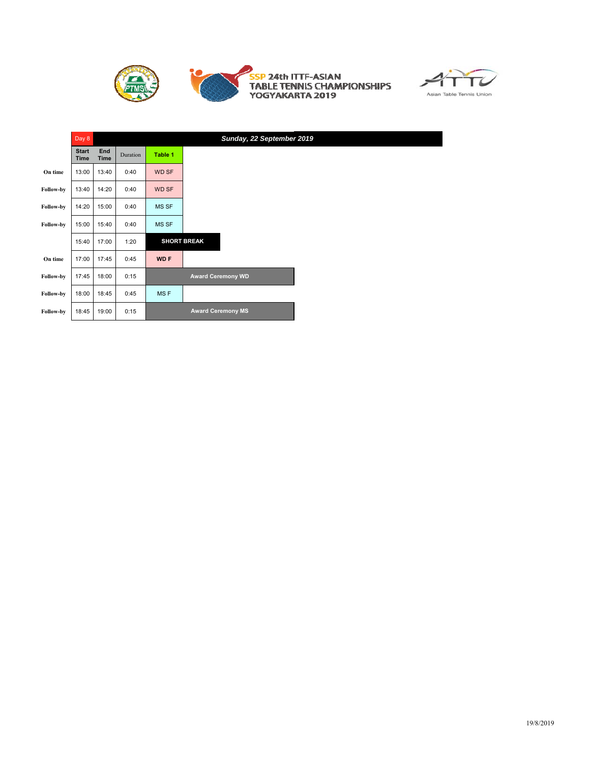SSP 24th ITTF-ASIAN TABLE TENNIS CHAMPIONSHIPS YOGYAKARTA 2019

Asian Table Tennis Union

| | Day 8 | Sunday, 22 September 2019 | | |
|---|---|---|---|---|
| | Start Time | End Time | Duration | Table 1 |
| On time | 13:00 | 13:40 | 0:40 | WD SF |
| Follow-by | 13:40 | 14:20 | 0:40 | WD SF |
| Follow-by | 14:20 | 15:00 | 0:40 | MS SF |
| Follow-by | 15:00 | 15:40 | 0:40 | MS SF |
| | 15:40 | 17:00 | 1:20 | SHORT BREAK |
| On time | 17:00 | 17:45 | 0:45 | WD F |
| Follow-by | 17:45 | 18:00 | 0:15 | Award Ceremony WD |
| Follow-by | 18:00 | 18:45 | 0:45 | MS F |
| Follow-by | 18:45 | 19:00 | 0:15 | Award Ceremony MS |

19/8/2019